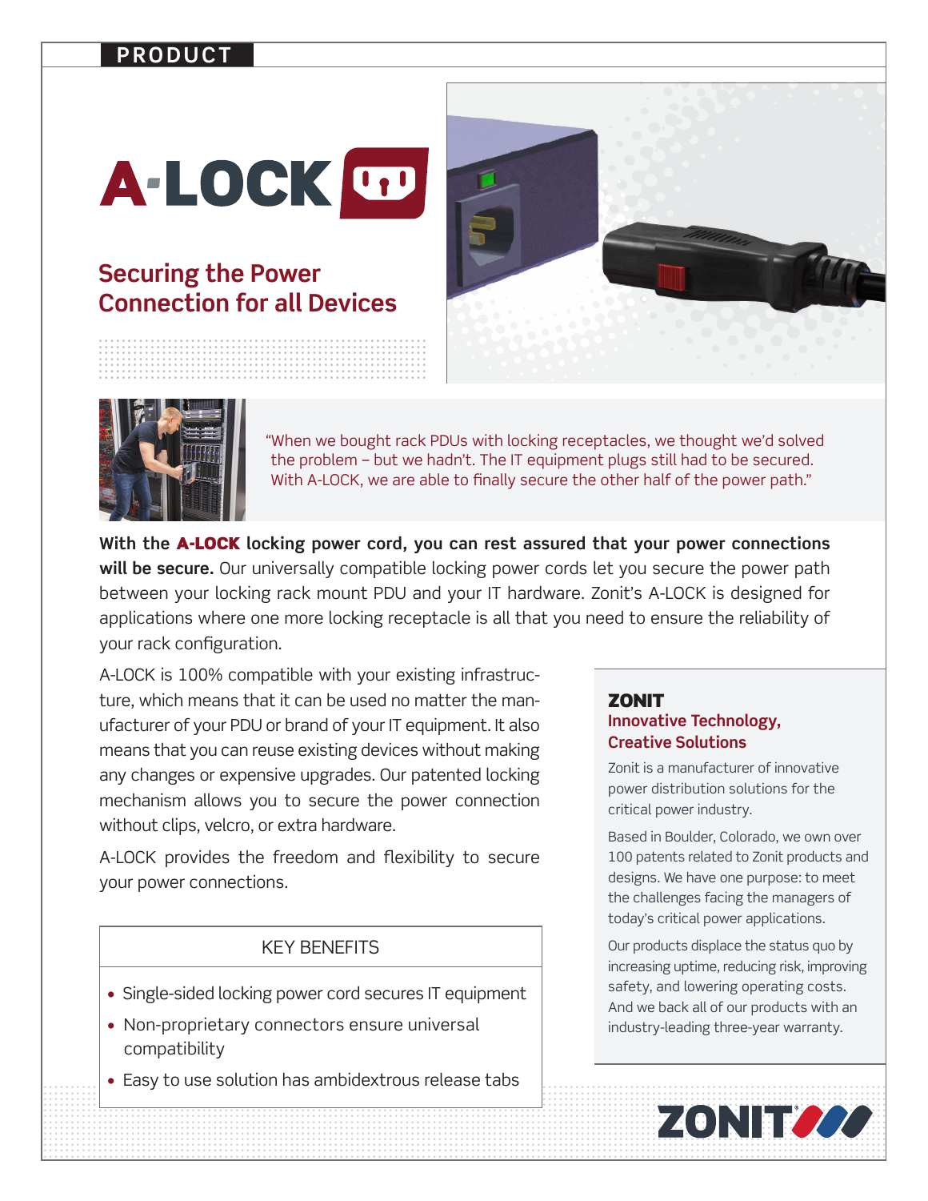PRODUCT

# A-LOCK

## Securing the Power Connection for all Devices

"When we bought rack PDUs with locking receptacles, we thought we'd solved the problem – but we hadn't. The IT equipment plugs still had to be secured. With A-LOCK, we are able to finally secure the other half of the power path."

**With the A-LOCK locking power cord, you can rest assured that your power connections will be secure.** Our universally compatible locking power cords let you secure the power path between your locking rack mount PDU and your IT hardware. Zonit's A-LOCK is designed for applications where one more locking receptacle is all that you need to ensure the reliability of your rack configuration.

A-LOCK is 100% compatible with your existing infrastructure, which means that it can be used no matter the manufacturer of your PDU or brand of your IT equipment. It also means that you can reuse existing devices without making any changes or expensive upgrades. Our patented locking mechanism allows you to secure the power connection without clips, velcro, or extra hardware.

A-LOCK provides the freedom and flexibility to secure your power connections.

### KEY BENEFITS

- Single-sided locking power cord secures IT equipment
- Non-proprietary connectors ensure universal compatibility
- Easy to use solution has ambidextrous release tabs

### ZONIT

**Innovative Technology, Creative Solutions**

Zonit is a manufacturer of innovative power distribution solutions for the critical power industry.

Based in Boulder, Colorado, we own over 100 patents related to Zonit products and designs. We have one purpose: to meet the challenges facing the managers of today's critical power applications.

Our products displace the status quo by increasing uptime, reducing risk, improving safety, and lowering operating costs. And we back all of our products with an industry-leading three-year warranty.

ZONIT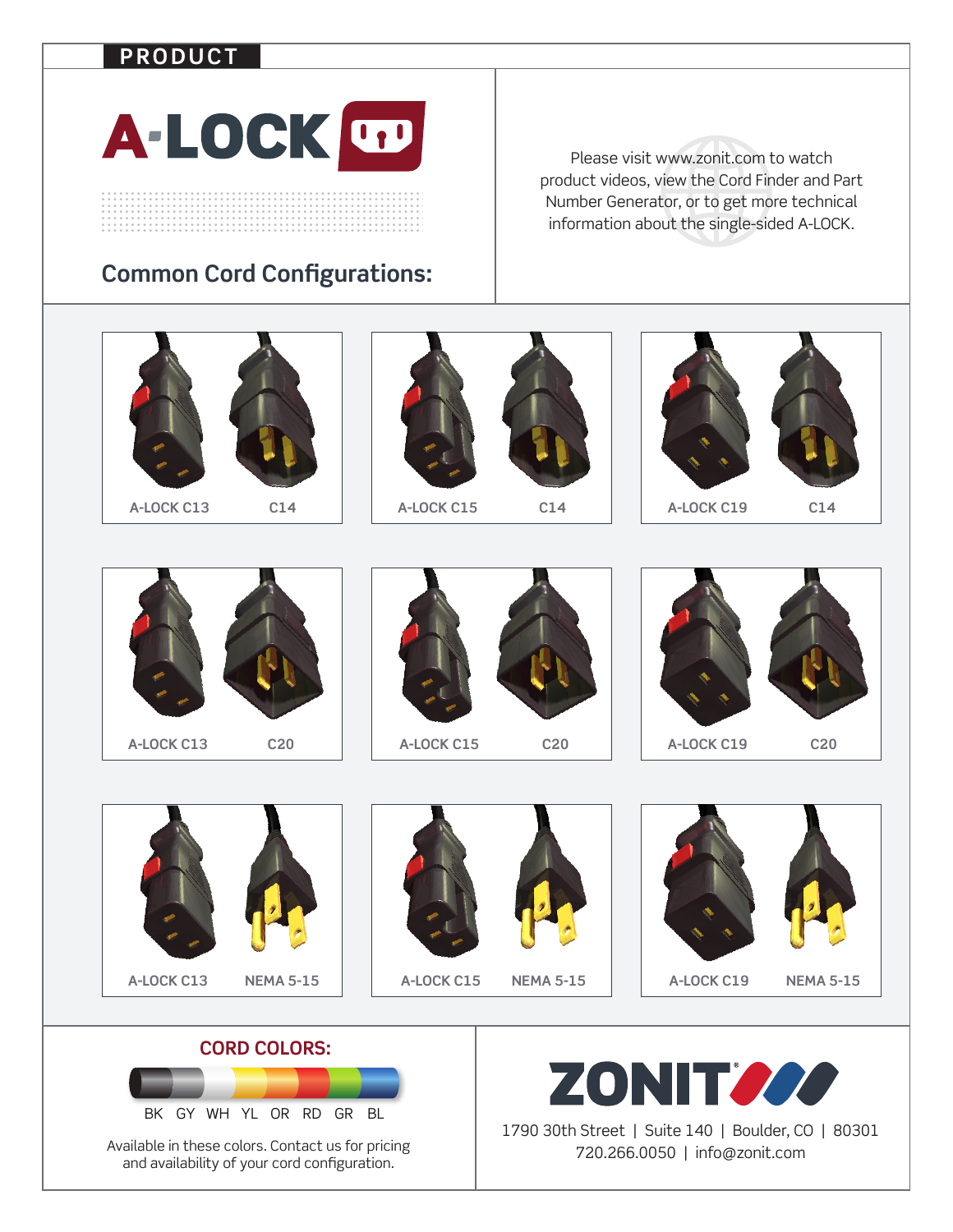PRODUCT

# A-LOCK

## Common Cord Configurations:

Please visit www.zonit.com to watch product videos, view the Cord Finder and Part Number Generator, or to get more technical information about the single-sided A-LOCK.

A-LOCK C13 — C14

A-LOCK C15 — C14

A-LOCK C19 — C14

A-LOCK C13 — C20

A-LOCK C15 — C20

A-LOCK C19 — C20

A-LOCK C13 — NEMA 5-15

A-LOCK C15 — NEMA 5-15

A-LOCK C19 — NEMA 5-15

## CORD COLORS:

BK GY WH YL OR RD GR BL

Available in these colors. Contact us for pricing and availability of your cord configuration.

ZONIT®

1790 30th Street | Suite 140 | Boulder, CO | 80301
720.266.0050 | info@zonit.com